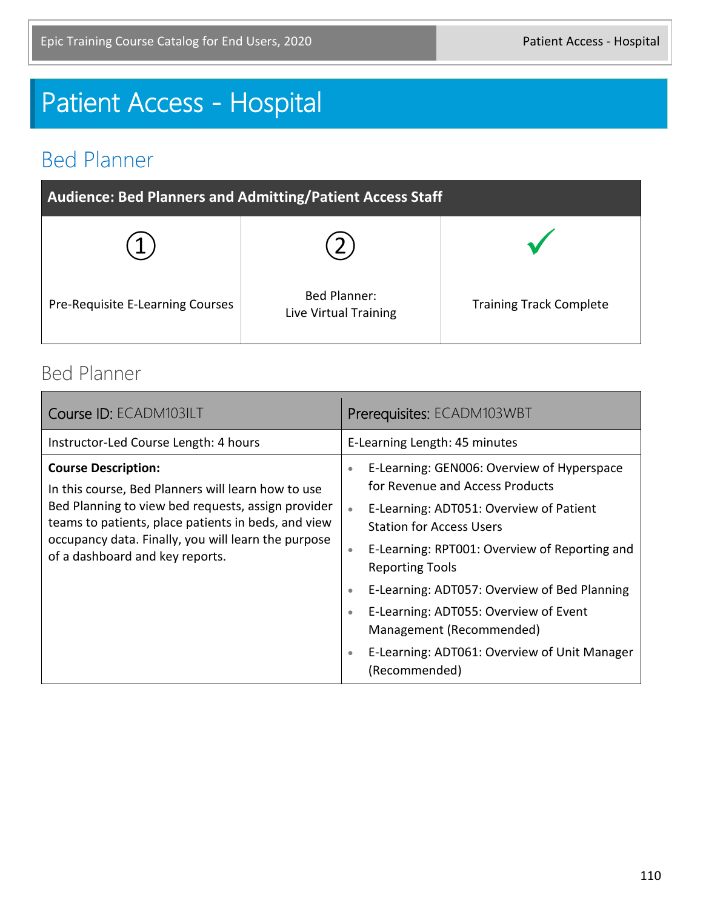# Patient Access - Hospital

## Bed Planner

| Audience: Bed Planners and Admitting/Patient Access Staff | | |
|---|---|---|
| ① | ② | ✓ |
| Pre-Requisite E-Learning Courses | Bed Planner: Live Virtual Training | Training Track Complete |

### Bed Planner

| Course ID: ECADM103ILT | Prerequisites: ECADM103WBT |
|---|---|
| Instructor-Led Course Length: 4 hours | E-Learning Length: 45 minutes |
| **Course Description:** In this course, Bed Planners will learn how to use Bed Planning to view bed requests, assign provider teams to patients, place patients in beds, and view occupancy data. Finally, you will learn the purpose of a dashboard and key reports. | • E-Learning: GEN006: Overview of Hyperspace for Revenue and Access Products <br> • E-Learning: ADT051: Overview of Patient Station for Access Users <br> • E-Learning: RPT001: Overview of Reporting and Reporting Tools <br> • E-Learning: ADT057: Overview of Bed Planning <br> • E-Learning: ADT055: Overview of Event Management (Recommended) <br> • E-Learning: ADT061: Overview of Unit Manager (Recommended) |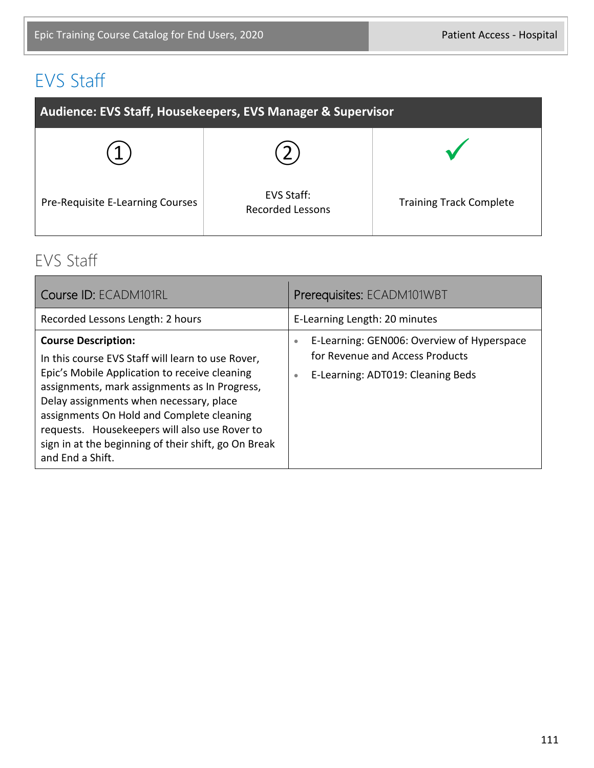# EVS Staff

| Audience: EVS Staff, Housekeepers, EVS Manager & Supervisor | | |
|---|---|---|
| ① Pre-Requisite E-Learning Courses | ② EVS Staff: Recorded Lessons | ✓ Training Track Complete |

## EVS Staff

| Course ID: ECADM101RL | Prerequisites: ECADM101WBT |
|---|---|
| Recorded Lessons Length: 2 hours | E-Learning Length: 20 minutes |
| **Course Description:** In this course EVS Staff will learn to use Rover, Epic's Mobile Application to receive cleaning assignments, mark assignments as In Progress, Delay assignments when necessary, place assignments On Hold and Complete cleaning requests. Housekeepers will also use Rover to sign in at the beginning of their shift, go On Break and End a Shift. | • E-Learning: GEN006: Overview of Hyperspace for Revenue and Access Products<br>• E-Learning: ADT019: Cleaning Beds |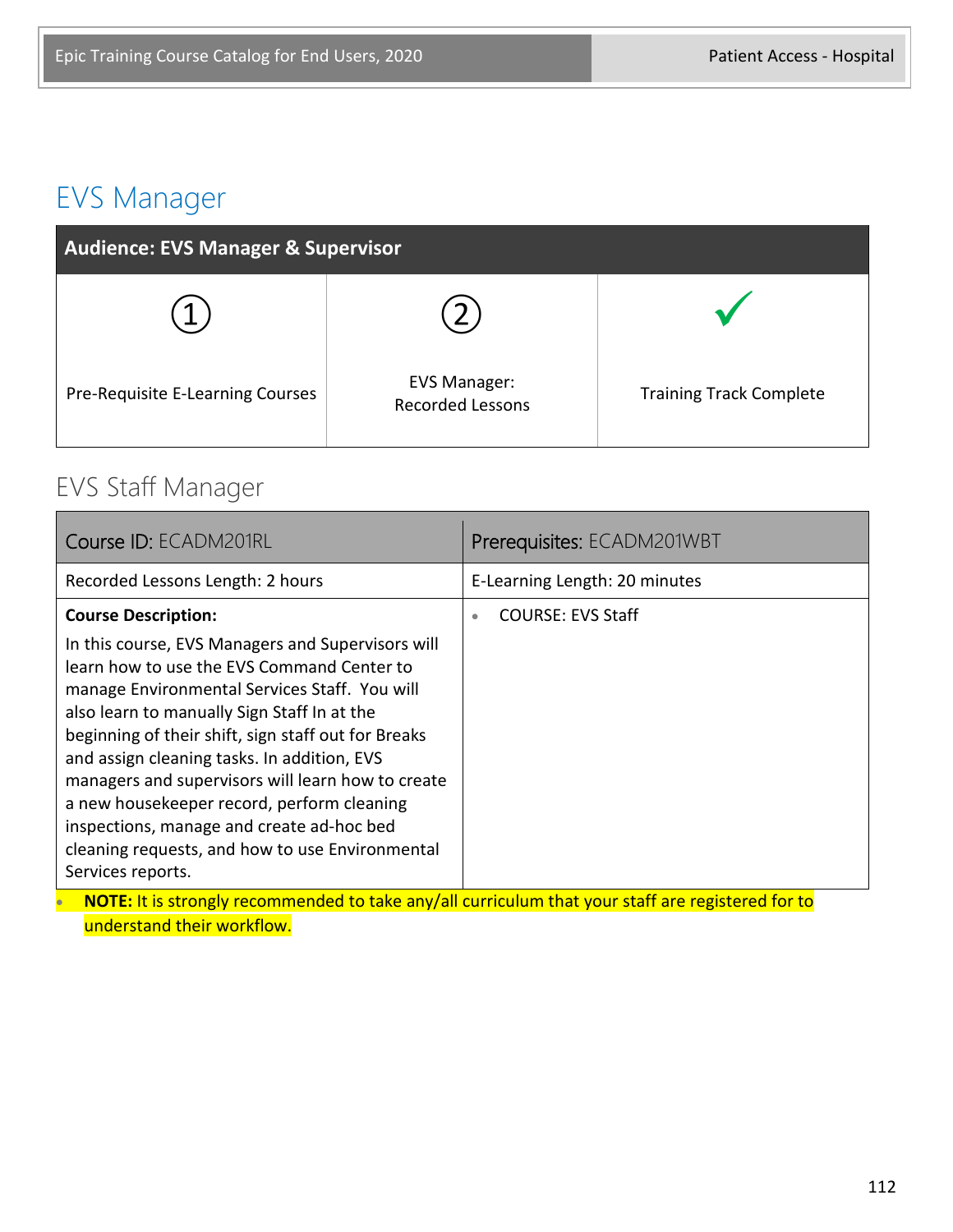# EVS Manager

| Audience: EVS Manager & Supervisor | | |
|---|---|---|
| ① Pre-Requisite E-Learning Courses | ② EVS Manager: Recorded Lessons | ✓ Training Track Complete |

## EVS Staff Manager

| Course ID: ECADM201RL | Prerequisites: ECADM201WBT |
|---|---|
| Recorded Lessons Length: 2 hours | E-Learning Length: 20 minutes |
| **Course Description:** In this course, EVS Managers and Supervisors will learn how to use the EVS Command Center to manage Environmental Services Staff. You will also learn to manually Sign Staff In at the beginning of their shift, sign staff out for Breaks and assign cleaning tasks. In addition, EVS managers and supervisors will learn how to create a new housekeeper record, perform cleaning inspections, manage and create ad-hoc bed cleaning requests, and how to use Environmental Services reports. | • COURSE: EVS Staff |

- **NOTE:** It is strongly recommended to take any/all curriculum that your staff are registered for to understand their workflow.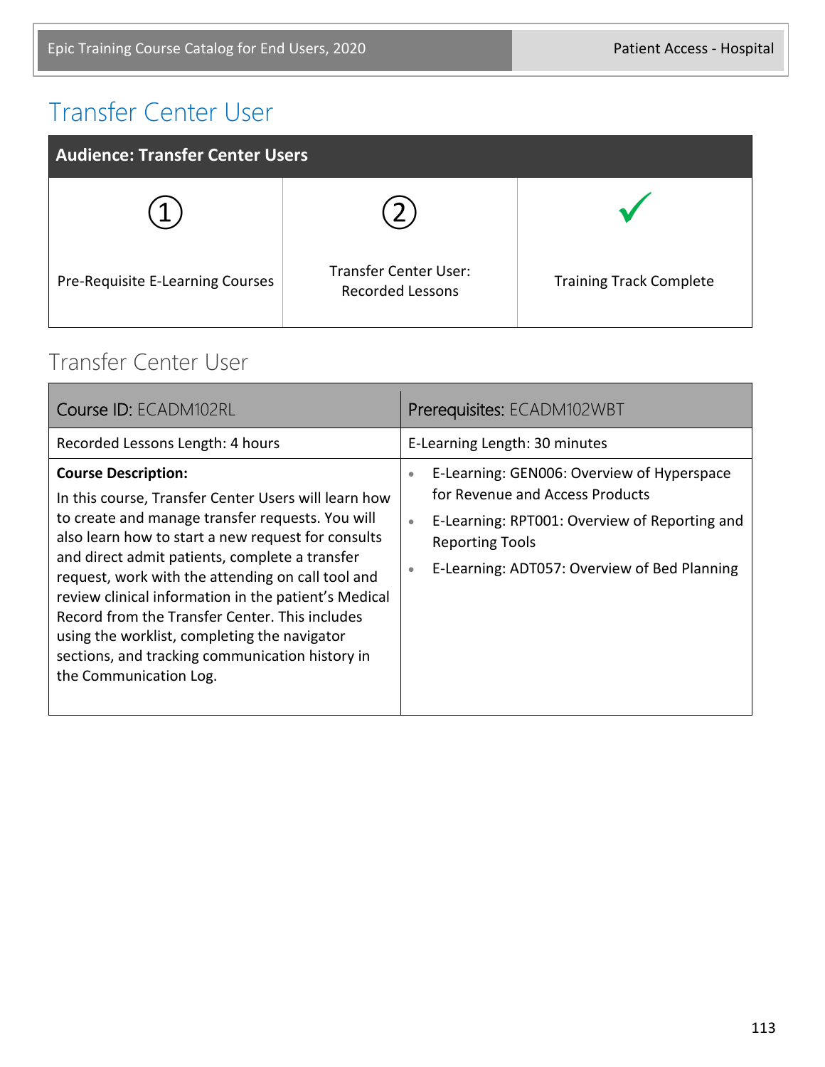# Transfer Center User

| Audience: Transfer Center Users | | |
|---|---|---|
| ① | ② | ✓ |
| Pre-Requisite E-Learning Courses | Transfer Center User: Recorded Lessons | Training Track Complete |

## Transfer Center User

| Course ID: ECADM102RL | Prerequisites: ECADM102WBT |
|---|---|
| Recorded Lessons Length: 4 hours | E-Learning Length: 30 minutes |
| **Course Description:** In this course, Transfer Center Users will learn how to create and manage transfer requests. You will also learn how to start a new request for consults and direct admit patients, complete a transfer request, work with the attending on call tool and review clinical information in the patient's Medical Record from the Transfer Center. This includes using the worklist, completing the navigator sections, and tracking communication history in the Communication Log. | • E-Learning: GEN006: Overview of Hyperspace for Revenue and Access Products<br>• E-Learning: RPT001: Overview of Reporting and Reporting Tools<br>• E-Learning: ADT057: Overview of Bed Planning |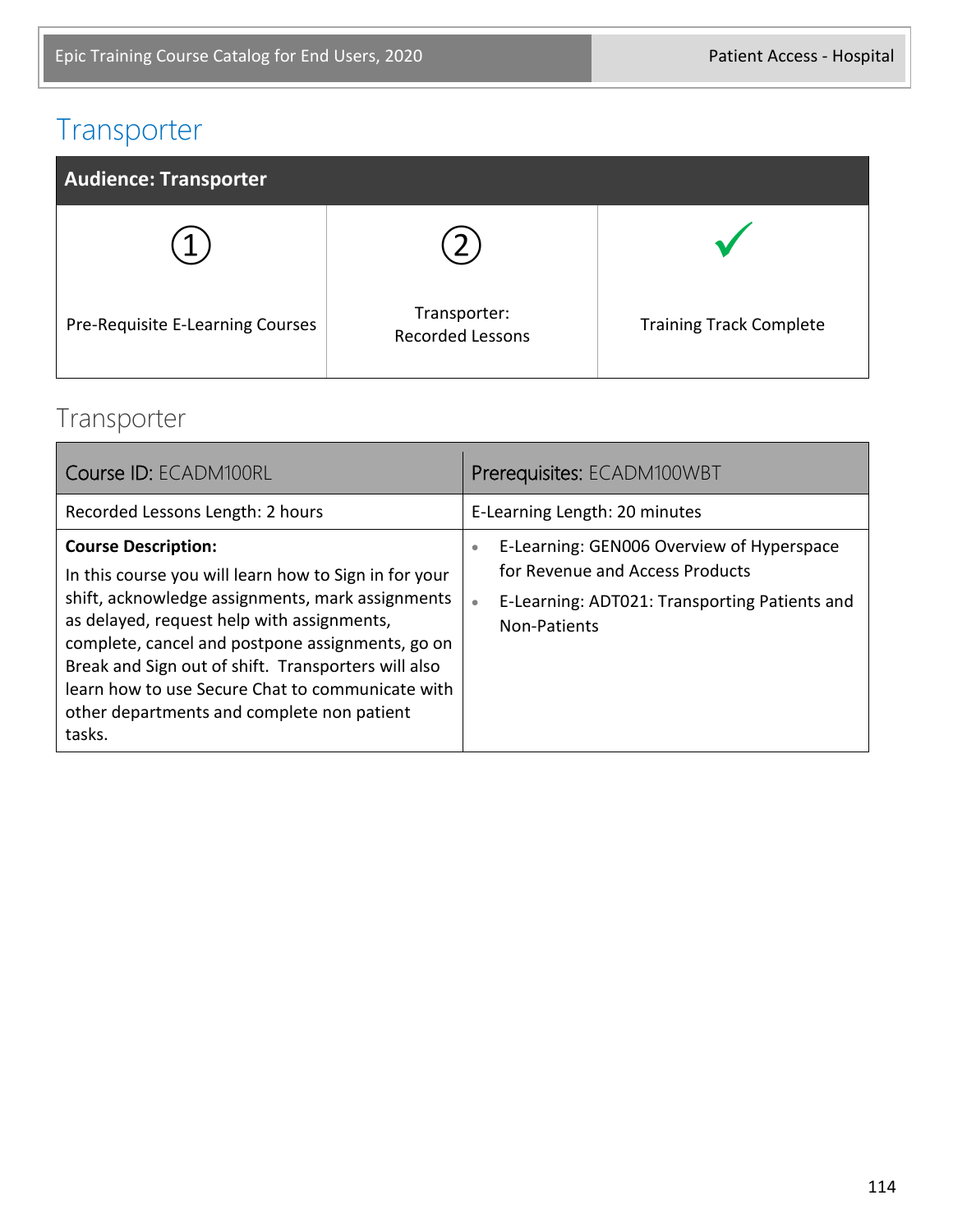# Transporter

| Audience: Transporter | | |
|---|---|---|
| ① Pre-Requisite E-Learning Courses | ② Transporter: Recorded Lessons | ✓ Training Track Complete |

## Transporter

| Course ID: ECADM100RL | Prerequisites: ECADM100WBT |
|---|---|
| Recorded Lessons Length: 2 hours | E-Learning Length: 20 minutes |
| **Course Description:** In this course you will learn how to Sign in for your shift, acknowledge assignments, mark assignments as delayed, request help with assignments, complete, cancel and postpone assignments, go on Break and Sign out of shift. Transporters will also learn how to use Secure Chat to communicate with other departments and complete non patient tasks. | • E-Learning: GEN006 Overview of Hyperspace for Revenue and Access Products<br>• E-Learning: ADT021: Transporting Patients and Non-Patients |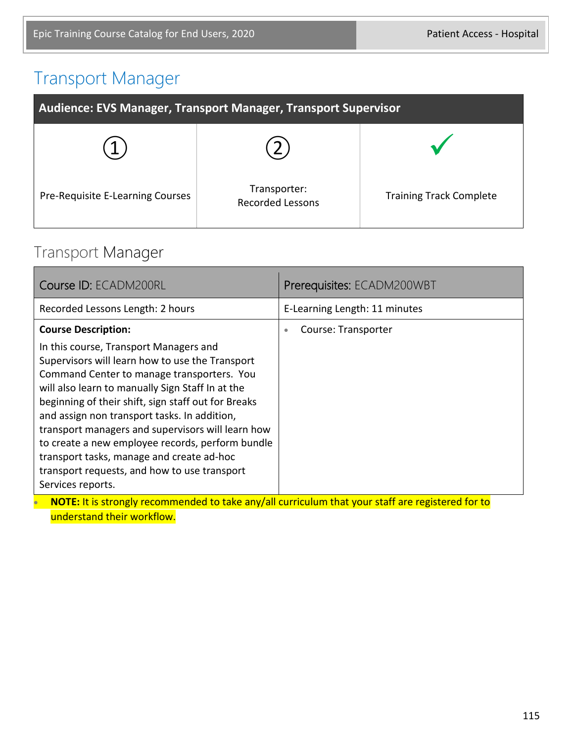# Transport Manager

| Audience: EVS Manager, Transport Manager, Transport Supervisor | | |
|---|---|---|
| ① Pre-Requisite E-Learning Courses | ② Transporter: Recorded Lessons | ✓ Training Track Complete |

## Transport Manager

| Course ID: ECADM200RL | Prerequisites: ECADM200WBT |
|---|---|
| Recorded Lessons Length: 2 hours | E-Learning Length: 11 minutes |
| **Course Description:** In this course, Transport Managers and Supervisors will learn how to use the Transport Command Center to manage transporters. You will also learn to manually Sign Staff In at the beginning of their shift, sign staff out for Breaks and assign non transport tasks. In addition, transport managers and supervisors will learn how to create a new employee records, perform bundle transport tasks, manage and create ad-hoc transport requests, and how to use transport Services reports. | • Course: Transporter |

- **NOTE:** It is strongly recommended to take any/all curriculum that your staff are registered for to understand their workflow.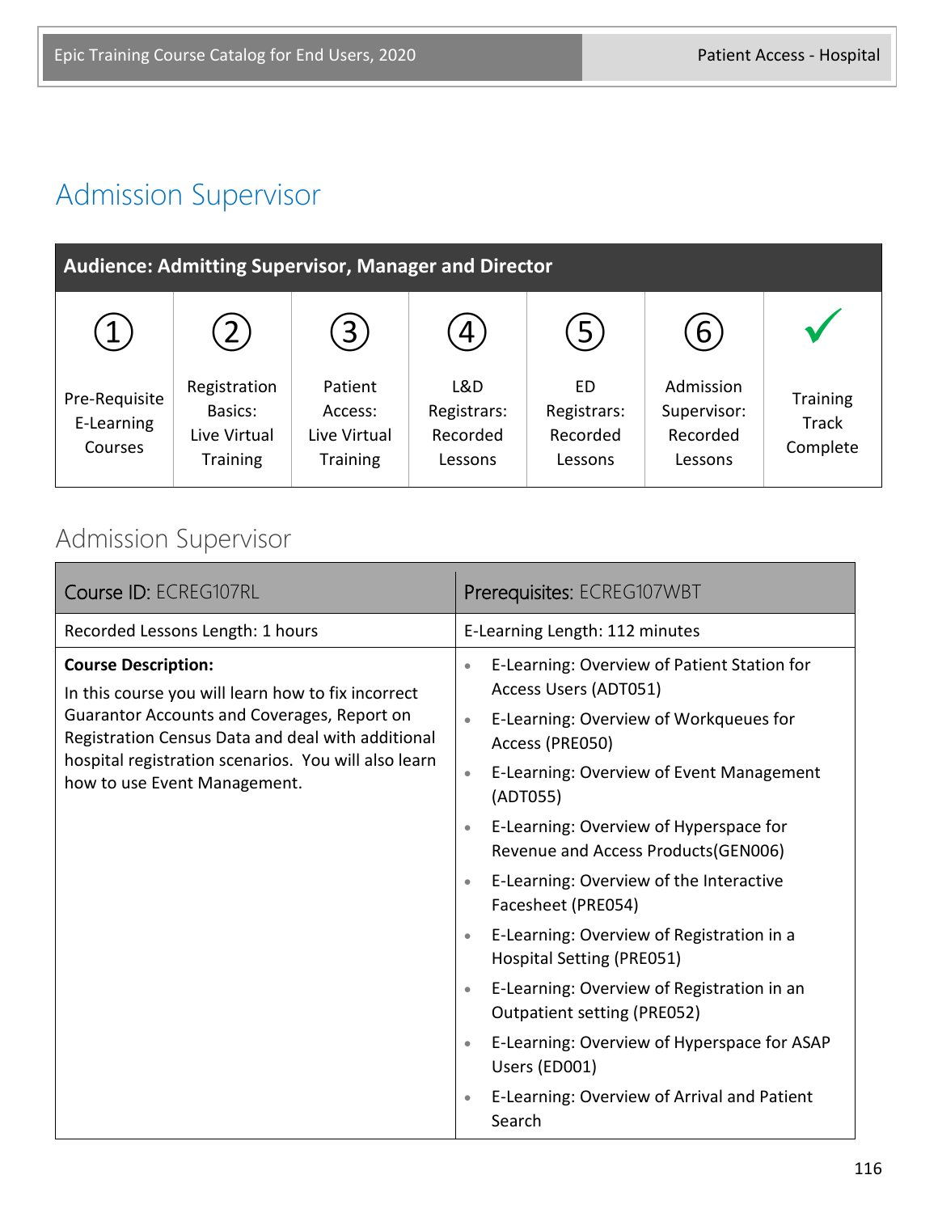# Admission Supervisor

| Audience: Admitting Supervisor, Manager and Director | | | | | | |
|---|---|---|---|---|---|---|
| ① Pre-Requisite E-Learning Courses | ② Registration Basics: Live Virtual Training | ③ Patient Access: Live Virtual Training | ④ L&D Registrars: Recorded Lessons | ⑤ ED Registrars: Recorded Lessons | ⑥ Admission Supervisor: Recorded Lessons | ✓ Training Track Complete |

## Admission Supervisor

| Course ID: ECREG107RL | Prerequisites: ECREG107WBT |
|---|---|
| Recorded Lessons Length: 1 hours | E-Learning Length: 112 minutes |
| **Course Description:** In this course you will learn how to fix incorrect Guarantor Accounts and Coverages, Report on Registration Census Data and deal with additional hospital registration scenarios. You will also learn how to use Event Management. | • E-Learning: Overview of Patient Station for Access Users (ADT051)<br>• E-Learning: Overview of Workqueues for Access (PRE050)<br>• E-Learning: Overview of Event Management (ADT055)<br>• E-Learning: Overview of Hyperspace for Revenue and Access Products(GEN006)<br>• E-Learning: Overview of the Interactive Facesheet (PRE054)<br>• E-Learning: Overview of Registration in a Hospital Setting (PRE051)<br>• E-Learning: Overview of Registration in an Outpatient setting (PRE052)<br>• E-Learning: Overview of Hyperspace for ASAP Users (ED001)<br>• E-Learning: Overview of Arrival and Patient Search |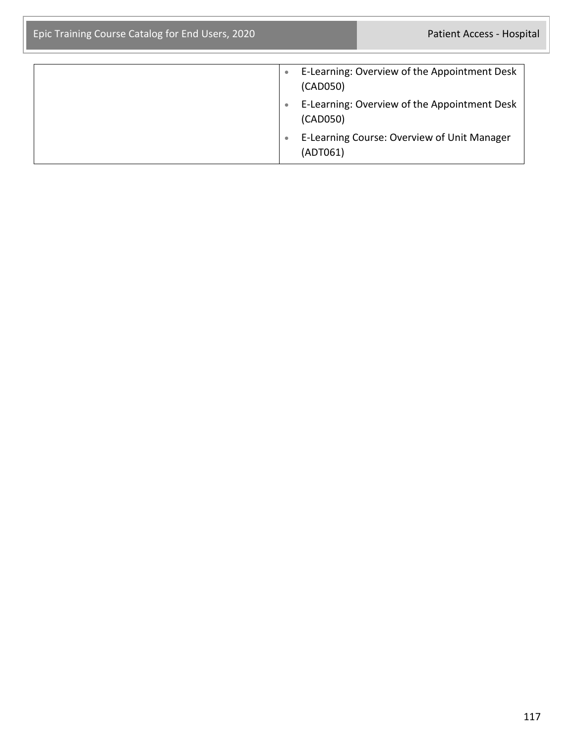| | |
|---|---|
| | • E-Learning: Overview of the Appointment Desk (CAD050)<br>• E-Learning: Overview of the Appointment Desk (CAD050)<br>• E-Learning Course: Overview of Unit Manager (ADT061) |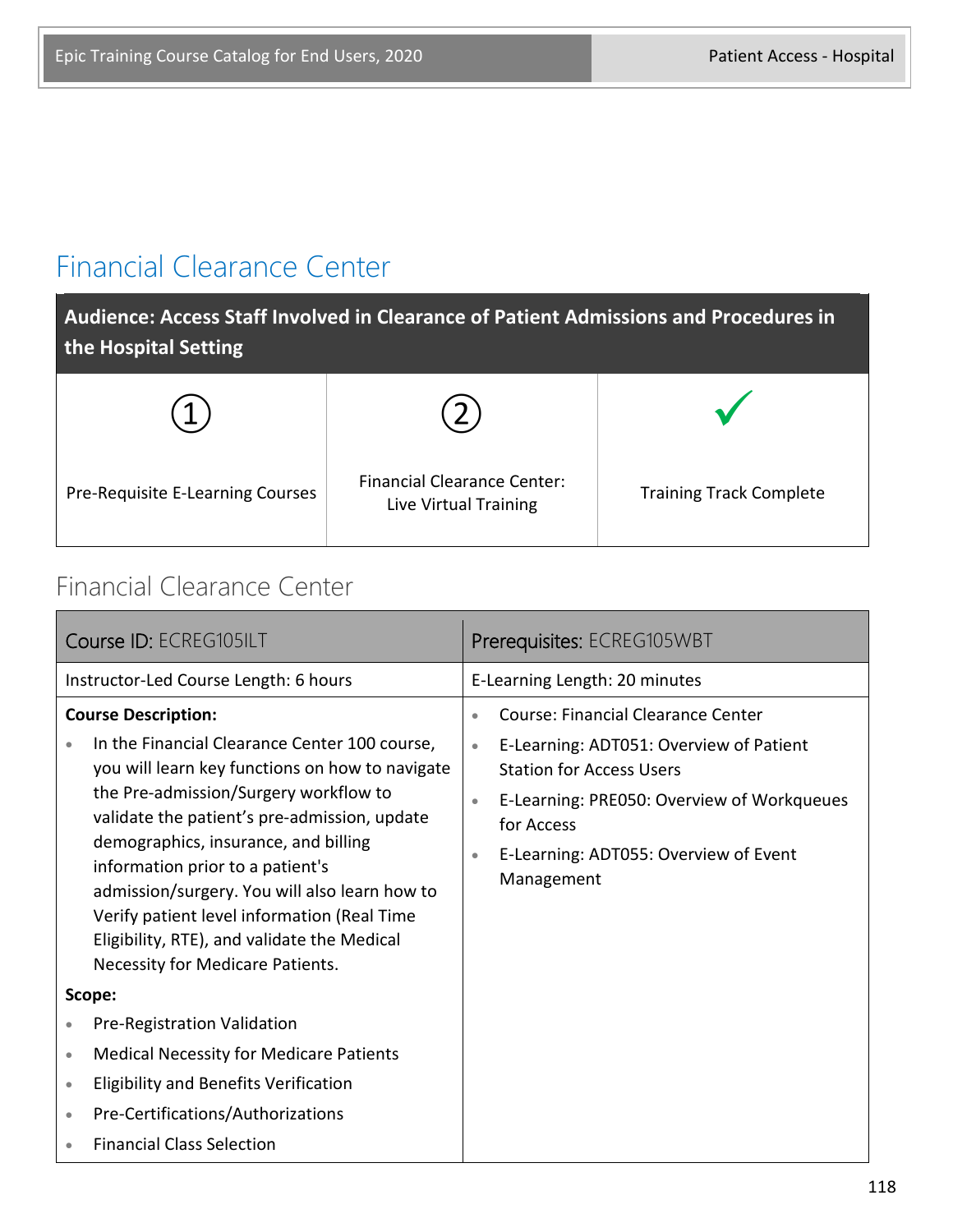# Financial Clearance Center

| Audience: Access Staff Involved in Clearance of Patient Admissions and Procedures in the Hospital Setting | | |
|---|---|---|
| ① | ② | ✓ |
| Pre-Requisite E-Learning Courses | Financial Clearance Center: Live Virtual Training | Training Track Complete |

## Financial Clearance Center

| Course ID: ECREG105ILT | Prerequisites: ECREG105WBT |
|---|---|
| Instructor-Led Course Length: 6 hours | E-Learning Length: 20 minutes |
| **Course Description:**<br>• In the Financial Clearance Center 100 course, you will learn key functions on how to navigate the Pre-admission/Surgery workflow to validate the patient's pre-admission, update demographics, insurance, and billing information prior to a patient's admission/surgery. You will also learn how to Verify patient level information (Real Time Eligibility, RTE), and validate the Medical Necessity for Medicare Patients.<br>**Scope:**<br>• Pre-Registration Validation<br>• Medical Necessity for Medicare Patients<br>• Eligibility and Benefits Verification<br>• Pre-Certifications/Authorizations<br>• Financial Class Selection | • Course: Financial Clearance Center<br>• E-Learning: ADT051: Overview of Patient Station for Access Users<br>• E-Learning: PRE050: Overview of Workqueues for Access<br>• E-Learning: ADT055: Overview of Event Management |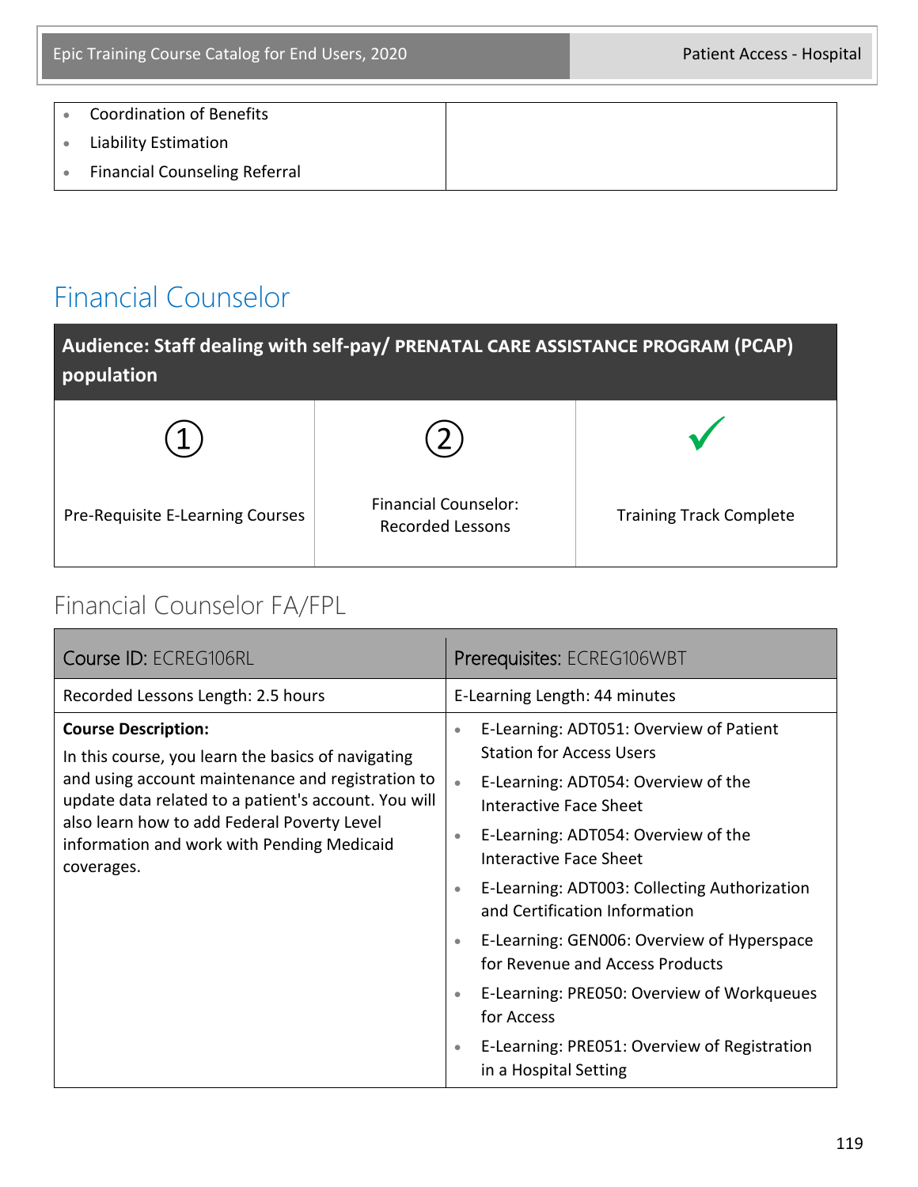| | |
|---|---|
| • Coordination of Benefits<br>• Liability Estimation<br>• Financial Counseling Referral | |

## Financial Counselor

| Audience: Staff dealing with self-pay/ PRENATAL CARE ASSISTANCE PROGRAM (PCAP) population | | |
|---|---|---|
| ① | ② | ✓ |
| Pre-Requisite E-Learning Courses | Financial Counselor: Recorded Lessons | Training Track Complete |

### Financial Counselor FA/FPL

| Course ID: ECREG106RL | Prerequisites: ECREG106WBT |
|---|---|
| Recorded Lessons Length: 2.5 hours | E-Learning Length: 44 minutes |
| **Course Description:**<br>In this course, you learn the basics of navigating and using account maintenance and registration to update data related to a patient's account. You will also learn how to add Federal Poverty Level information and work with Pending Medicaid coverages. | • E-Learning: ADT051: Overview of Patient Station for Access Users<br>• E-Learning: ADT054: Overview of the Interactive Face Sheet<br>• E-Learning: ADT054: Overview of the Interactive Face Sheet<br>• E-Learning: ADT003: Collecting Authorization and Certification Information<br>• E-Learning: GEN006: Overview of Hyperspace for Revenue and Access Products<br>• E-Learning: PRE050: Overview of Workqueues for Access<br>• E-Learning: PRE051: Overview of Registration in a Hospital Setting |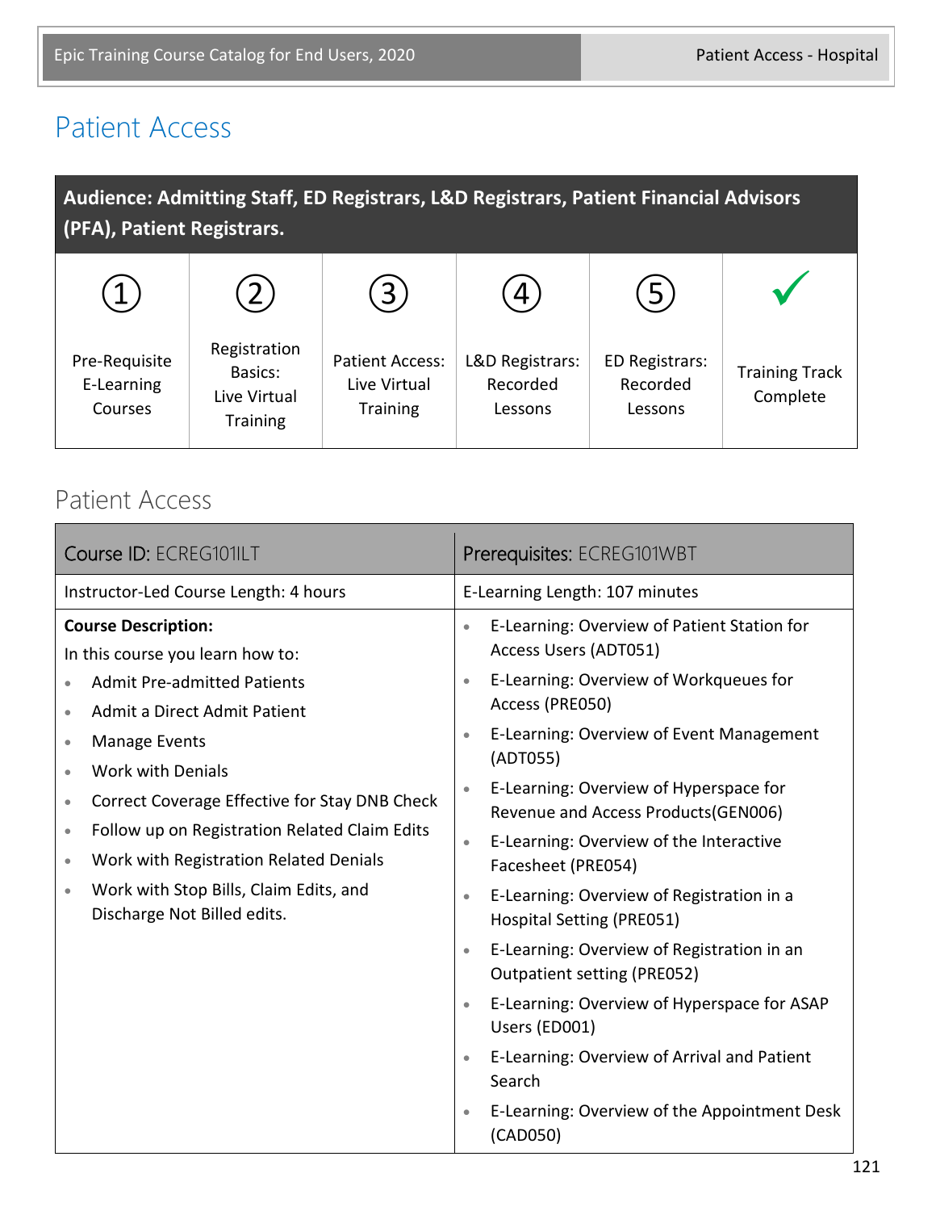# Patient Access

| Audience: Admitting Staff, ED Registrars, L&D Registrars, Patient Financial Advisors (PFA), Patient Registrars. | | | | | |
|---|---|---|---|---|---|
| ① Pre-Requisite E-Learning Courses | ② Registration Basics: Live Virtual Training | ③ Patient Access: Live Virtual Training | ④ L&D Registrars: Recorded Lessons | ⑤ ED Registrars: Recorded Lessons | ✓ Training Track Complete |

## Patient Access

| Course ID: ECREG101ILT | Prerequisites: ECREG101WBT |
|---|---|
| Instructor-Led Course Length: 4 hours | E-Learning Length: 107 minutes |
| **Course Description:**<br>In this course you learn how to:<br>• Admit Pre-admitted Patients<br>• Admit a Direct Admit Patient<br>• Manage Events<br>• Work with Denials<br>• Correct Coverage Effective for Stay DNB Check<br>• Follow up on Registration Related Claim Edits<br>• Work with Registration Related Denials<br>• Work with Stop Bills, Claim Edits, and Discharge Not Billed edits. | • E-Learning: Overview of Patient Station for Access Users (ADT051)<br>• E-Learning: Overview of Workqueues for Access (PRE050)<br>• E-Learning: Overview of Event Management (ADT055)<br>• E-Learning: Overview of Hyperspace for Revenue and Access Products(GEN006)<br>• E-Learning: Overview of the Interactive Facesheet (PRE054)<br>• E-Learning: Overview of Registration in a Hospital Setting (PRE051)<br>• E-Learning: Overview of Registration in an Outpatient setting (PRE052)<br>• E-Learning: Overview of Hyperspace for ASAP Users (ED001)<br>• E-Learning: Overview of Arrival and Patient Search<br>• E-Learning: Overview of the Appointment Desk (CAD050) |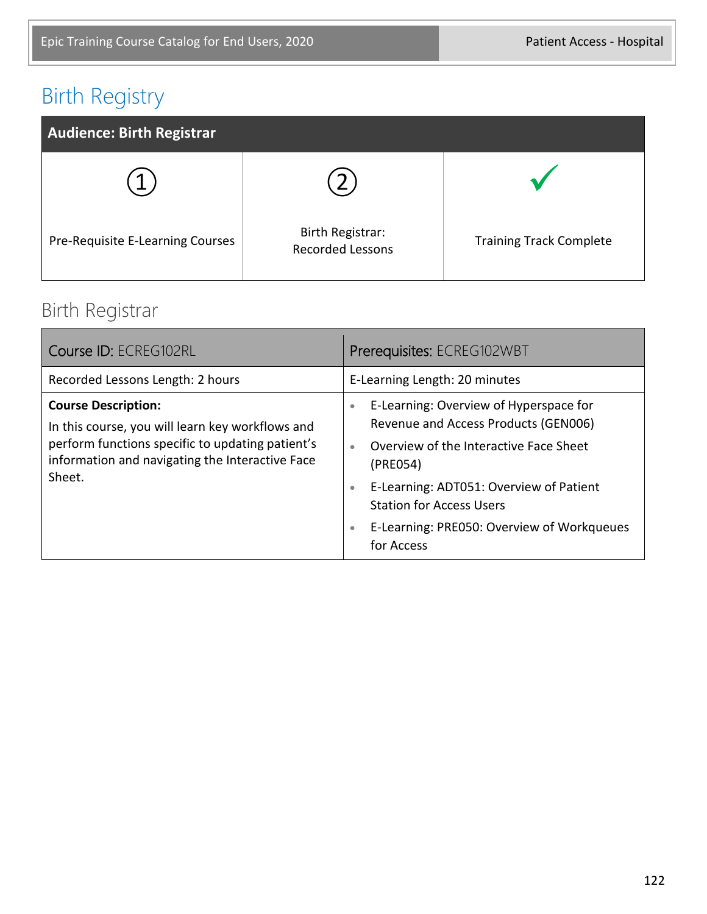# Birth Registry

| Audience: Birth Registrar | | |
|---|---|---|
| ① Pre-Requisite E-Learning Courses | ② Birth Registrar: Recorded Lessons | ✓ Training Track Complete |

## Birth Registrar

| Course ID: ECREG102RL | Prerequisites: ECREG102WBT |
|---|---|
| Recorded Lessons Length: 2 hours | E-Learning Length: 20 minutes |
| **Course Description:** In this course, you will learn key workflows and perform functions specific to updating patient's information and navigating the Interactive Face Sheet. | • E-Learning: Overview of Hyperspace for Revenue and Access Products (GEN006)<br>• Overview of the Interactive Face Sheet (PRE054)<br>• E-Learning: ADT051: Overview of Patient Station for Access Users<br>• E-Learning: PRE050: Overview of Workqueues for Access |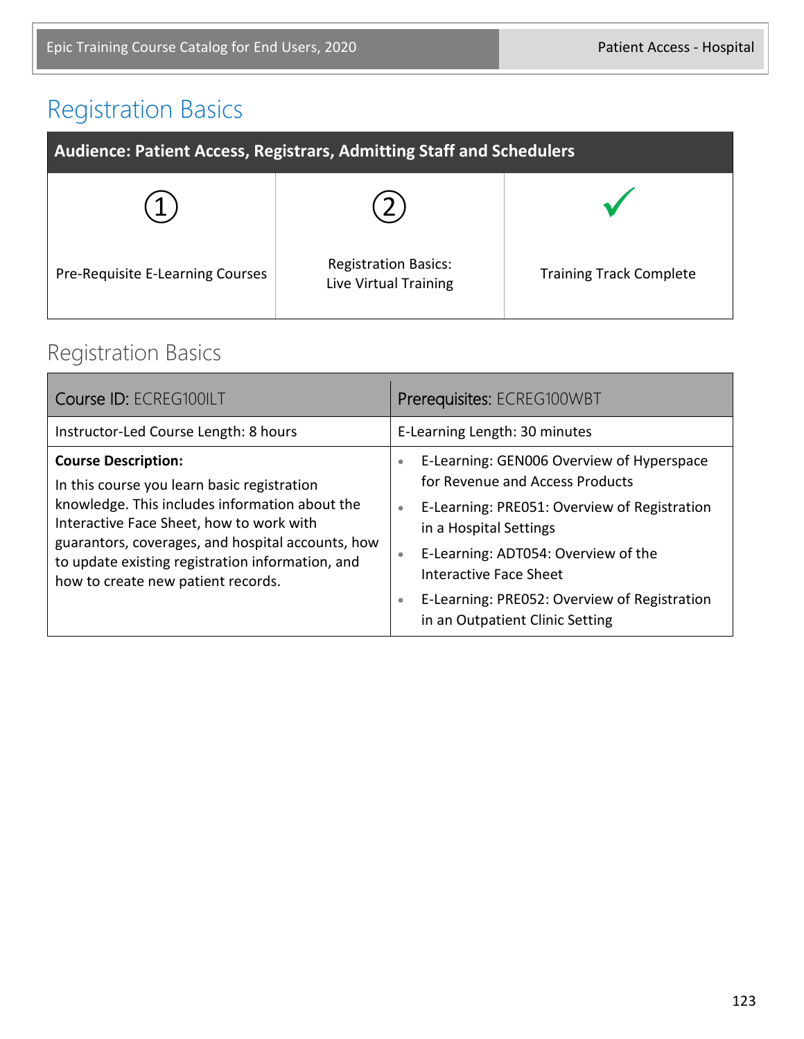# Registration Basics

| Audience: Patient Access, Registrars, Admitting Staff and Schedulers | | |
|---|---|---|
| ① | ② | ✓ |
| Pre-Requisite E-Learning Courses | Registration Basics: Live Virtual Training | Training Track Complete |

## Registration Basics

| Course ID: ECREG100ILT | Prerequisites: ECREG100WBT |
|---|---|
| Instructor-Led Course Length: 8 hours | E-Learning Length: 30 minutes |
| **Course Description:** In this course you learn basic registration knowledge. This includes information about the Interactive Face Sheet, how to work with guarantors, coverages, and hospital accounts, how to update existing registration information, and how to create new patient records. | • E-Learning: GEN006 Overview of Hyperspace for Revenue and Access Products<br>• E-Learning: PRE051: Overview of Registration in a Hospital Settings<br>• E-Learning: ADT054: Overview of the Interactive Face Sheet<br>• E-Learning: PRE052: Overview of Registration in an Outpatient Clinic Setting |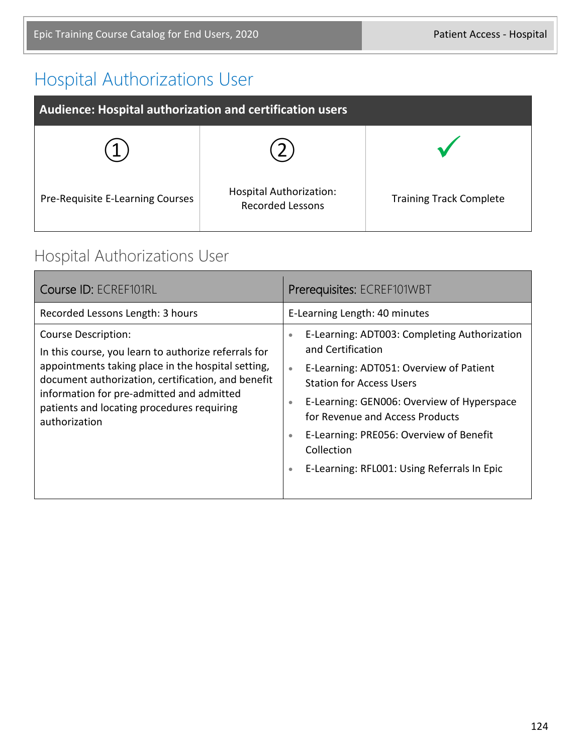# Hospital Authorizations User

| Audience: Hospital authorization and certification users | | |
|---|---|---|
| ① Pre-Requisite E-Learning Courses | ② Hospital Authorization: Recorded Lessons | ✓ Training Track Complete |

## Hospital Authorizations User

| Course ID: ECREF101RL | Prerequisites: ECREF101WBT |
|---|---|
| Recorded Lessons Length: 3 hours | E-Learning Length: 40 minutes |
| Course Description: In this course, you learn to authorize referrals for appointments taking place in the hospital setting, document authorization, certification, and benefit information for pre-admitted and admitted patients and locating procedures requiring authorization | • E-Learning: ADT003: Completing Authorization and Certification<br>• E-Learning: ADT051: Overview of Patient Station for Access Users<br>• E-Learning: GEN006: Overview of Hyperspace for Revenue and Access Products<br>• E-Learning: PRE056: Overview of Benefit Collection<br>• E-Learning: RFL001: Using Referrals In Epic |